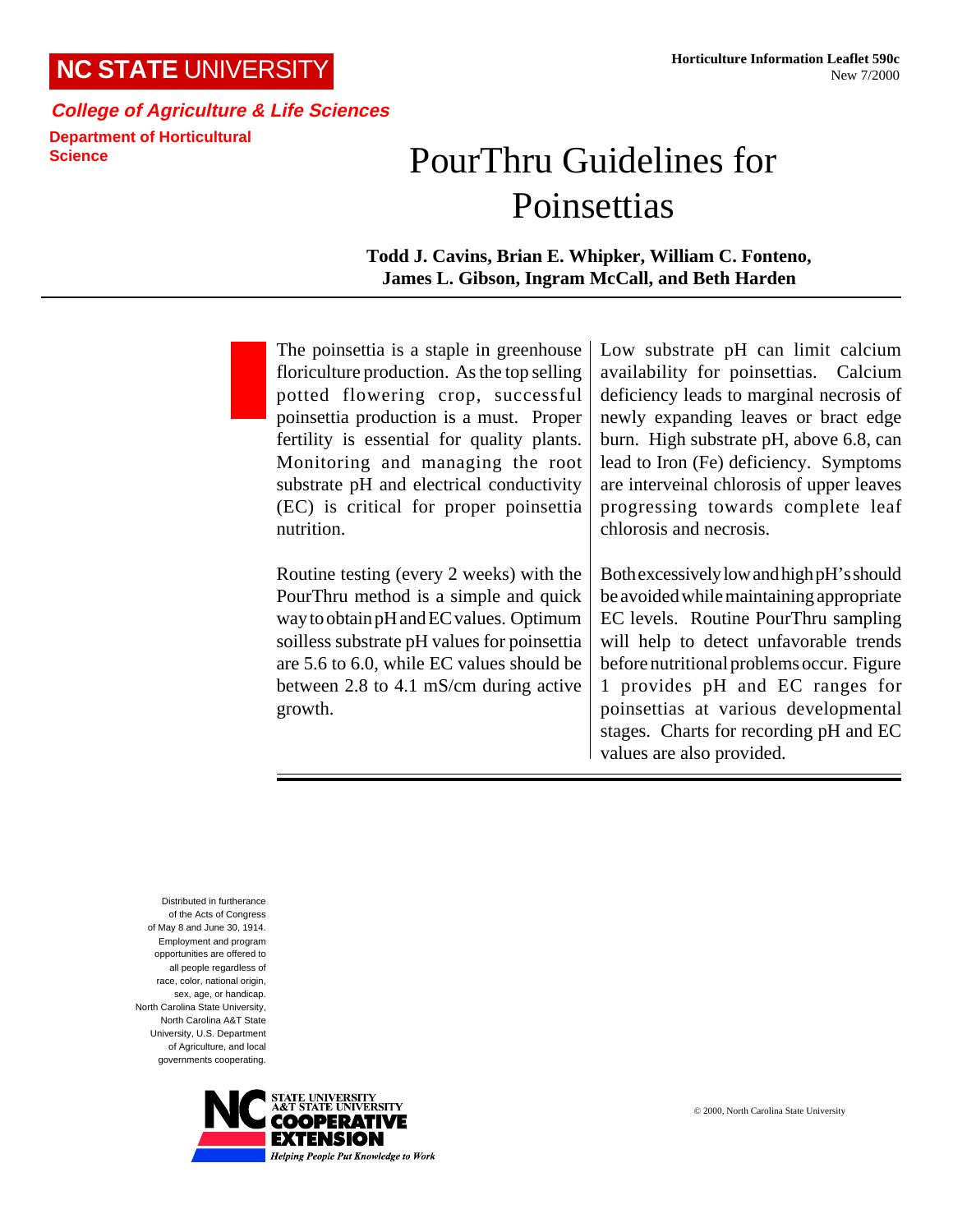NC STATE UNIVERSITY

*College of Agriculture & Life Sciences*

Department of Horticultural Science

**Horticulture Information Leaflet 590c**
New 7/2000

# PourThru Guidelines for Poinsettias

**Todd J. Cavins, Brian E. Whipker, William C. Fonteno, James L. Gibson, Ingram McCall, and Beth Harden**

The poinsettia is a staple in greenhouse floriculture production. As the top selling potted flowering crop, successful poinsettia production is a must. Proper fertility is essential for quality plants. Monitoring and managing the root substrate pH and electrical conductivity (EC) is critical for proper poinsettia nutrition.

Routine testing (every 2 weeks) with the PourThru method is a simple and quick way to obtain pH and EC values. Optimum soilless substrate pH values for poinsettia are 5.6 to 6.0, while EC values should be between 2.8 to 4.1 mS/cm during active growth.

Low substrate pH can limit calcium availability for poinsettias. Calcium deficiency leads to marginal necrosis of newly expanding leaves or bract edge burn. High substrate pH, above 6.8, can lead to Iron (Fe) deficiency. Symptoms are interveinal chlorosis of upper leaves progressing towards complete leaf chlorosis and necrosis.

Both excessively low and high pH's should be avoided while maintaining appropriate EC levels. Routine PourThru sampling will help to detect unfavorable trends before nutritional problems occur. Figure 1 provides pH and EC ranges for poinsettias at various developmental stages. Charts for recording pH and EC values are also provided.

Distributed in furtherance of the Acts of Congress of May 8 and June 30, 1914. Employment and program opportunities are offered to all people regardless of race, color, national origin, sex, age, or handicap. North Carolina State University, North Carolina A&T State University, U.S. Department of Agriculture, and local governments cooperating.

NC State University A&T State University Cooperative Extension — *Helping People Put Knowledge to Work*

© 2000, North Carolina State University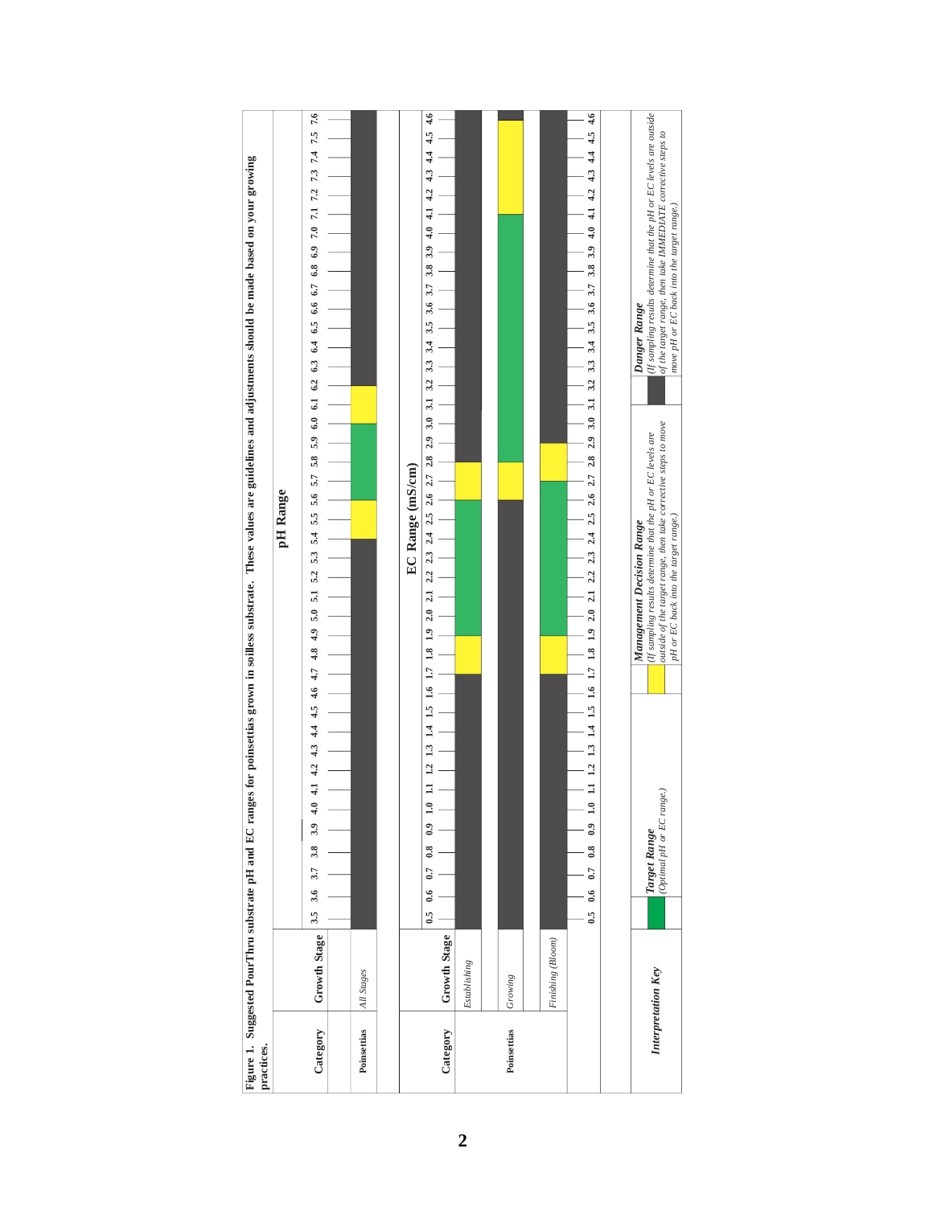**Figure 1. Suggested PourThru substrate pH and EC ranges for poinsettias grown in soilless substrate. These values are guidelines and adjustments should be made based on your growing practices.**

### pH Range

Scale: 3.5 3.6 3.7 3.8 3.9 4.0 4.1 4.2 4.3 4.4 4.5 4.6 4.7 4.8 4.9 5.0 5.1 5.2 5.3 5.4 5.5 5.6 5.7 5.8 5.9 6.0 6.1 6.2 6.3 6.4 6.5 6.6 6.7 6.8 6.9 7.0 7.1 7.2 7.3 7.4 7.5 7.6

| Category | Growth Stage | Danger Range | Management Decision Range | Target Range | Management Decision Range | Danger Range |
|---|---|---|---|---|---|---|
| Poinsettias | *All Stages* | 3.5 – 5.4 | 5.4 – 5.6 | 5.6 – 6.0 | 6.0 – 6.2 | 6.2 – 7.6 |

### EC Range (mS/cm)

Scale: 0.5 0.6 0.7 0.8 0.9 1.0 1.1 1.2 1.3 1.4 1.5 1.6 1.7 1.8 1.9 2.0 2.1 2.2 2.3 2.4 2.5 2.6 2.7 2.8 2.9 3.0 3.1 3.2 3.3 3.4 3.5 3.6 3.7 3.8 3.9 4.0 4.1 4.2 4.3 4.4 4.5 4.6

| Category | Growth Stage | Danger Range | Management Decision Range | Target Range | Management Decision Range | Danger Range |
|---|---|---|---|---|---|---|
| Poinsettias | *Establishing* | 0.5 – 1.7 | 1.7 – 1.9 | 1.9 – 2.6 | 2.6 – 2.8 | 2.8 – 4.6 |
| | *Growing* | 0.5 – 2.6 | 2.6 – 2.8 | 2.8 – 4.1 | 4.1 – 4.6 | 4.6 |
| | *Finishing (Bloom)* | 0.5 – 1.7 | 1.7 – 1.9 | 1.9 – 2.7 | 2.7 – 2.9 | 2.9 – 4.6 |

### *Interpretation Key*

| Color | Range | Description |
|---|---|---|
| Green | ***Target Range*** | *(Optimal pH or EC range.)* |
| Yellow | ***Management Decision Range*** | *(If sampling results determine that the pH or EC levels are outside of the target range, then take corrective steps to move pH or EC back into the target range.)* |
| Dark gray | ***Danger Range*** | *(If sampling results determine that the pH or EC levels are outside of the target range, then take IMMEDIATE corrective steps to move pH or EC back into the target range.)* |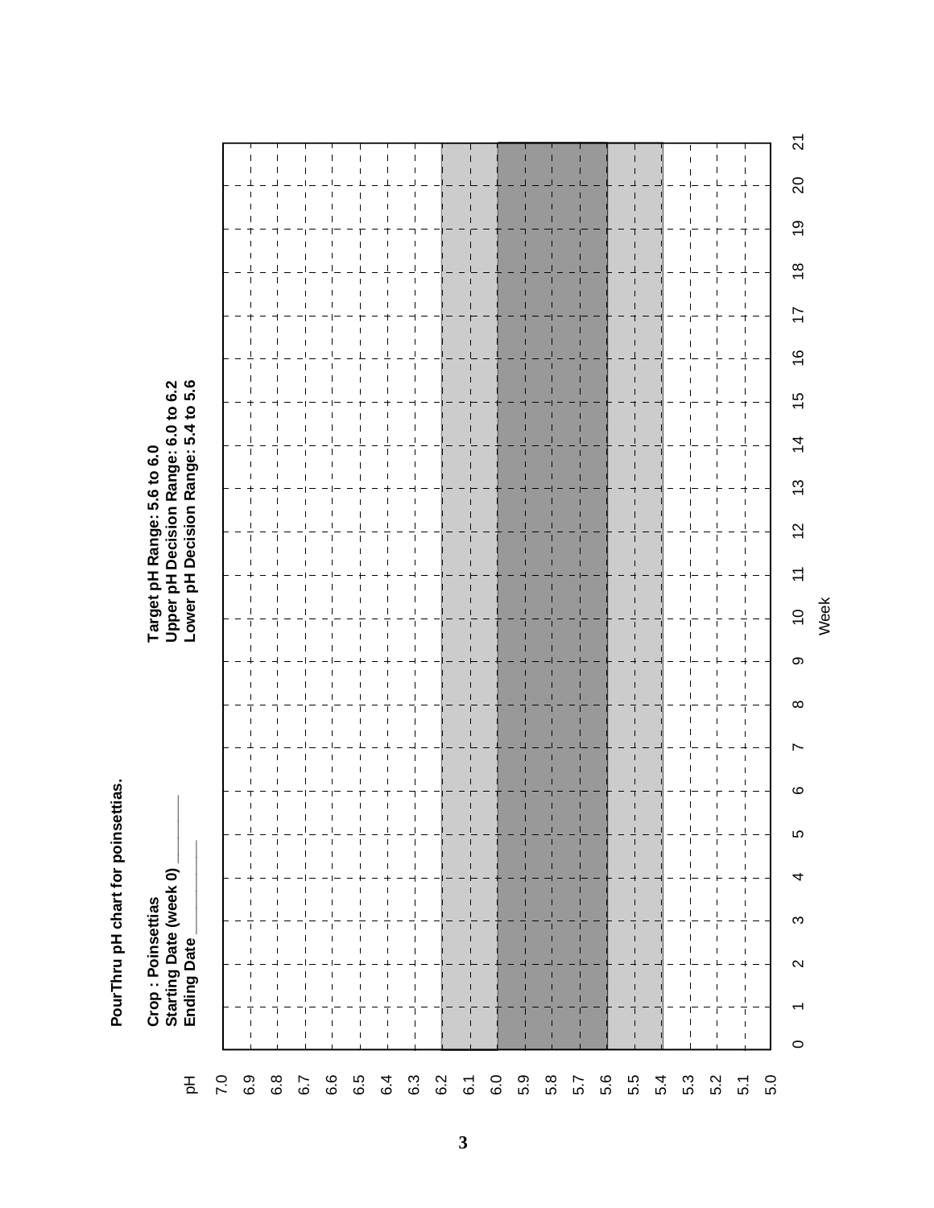**PourThru pH chart for poinsettias.**

**Crop : Poinsettias**
**Starting Date (week 0) ________**
**Ending Date ____________**

**Target pH Range: 5.6 to 6.0**
**Upper pH Decision Range: 6.0 to 6.2**
**Lower pH Decision Range: 5.4 to 5.6**

pH: 7.0, 6.9, 6.8, 6.7, 6.6, 6.5, 6.4, 6.3, 6.2, 6.1, 6.0, 5.9, 5.8, 5.7, 5.6, 5.5, 5.4, 5.3, 5.2, 5.1, 5.0

Week: 0, 1, 2, 3, 4, 5, 6, 7, 8, 9, 10, 11, 12, 13, 14, 15, 16, 17, 18, 19, 20, 21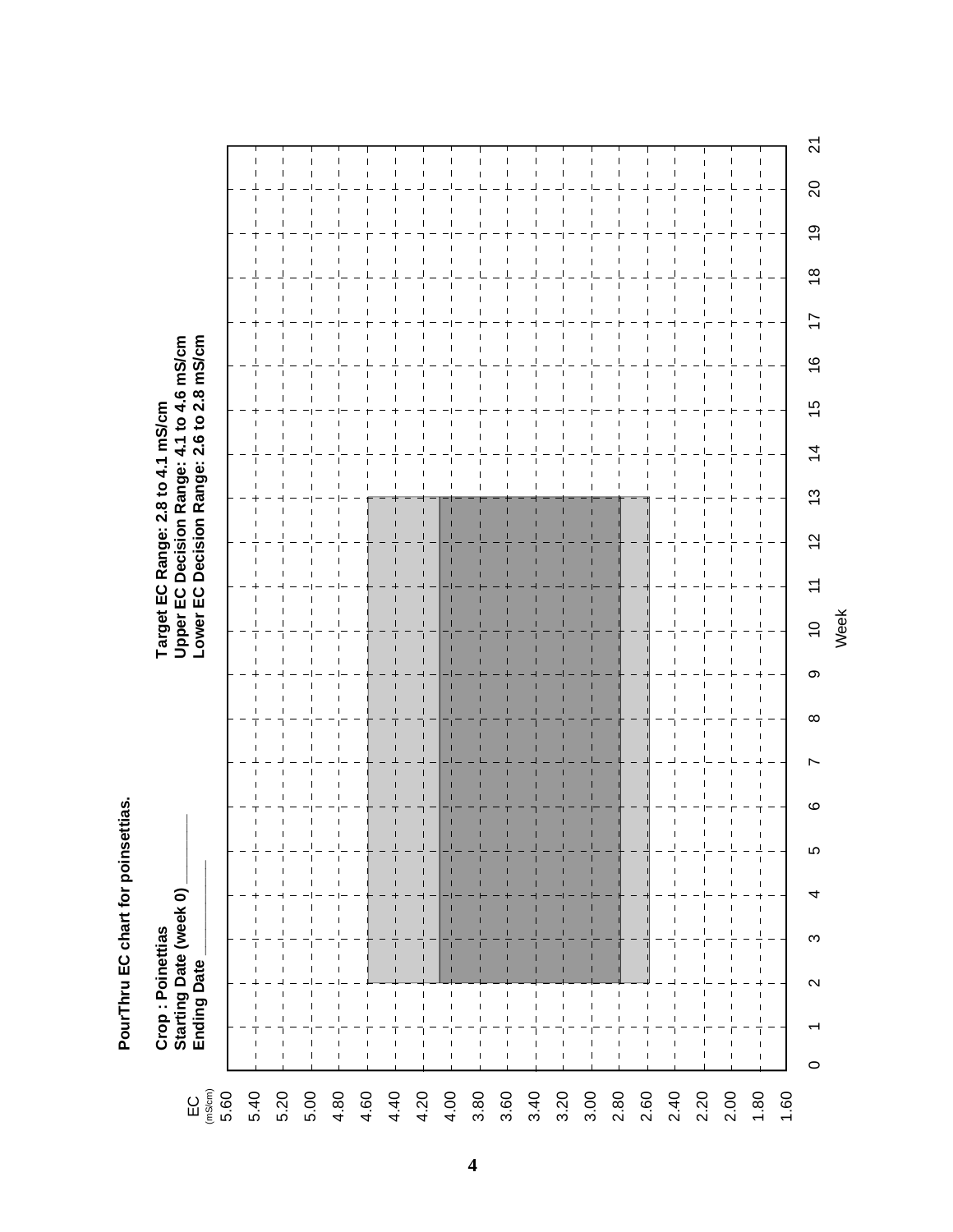PourThru EC chart for poinsettias.

**Crop : Poinettias**
**Starting Date (week 0) ________**
**Ending Date ________**

**Target EC Range: 2.8 to 4.1 mS/cm**
**Upper EC Decision Range: 4.1 to 4.6 mS/cm**
**Lower EC Decision Range: 2.6 to 2.8 mS/cm**

EC (mS/cm)

5.60
5.40
5.20
5.00
4.80
4.60
4.40
4.20
4.00
3.80
3.60
3.40
3.20
3.00
2.80
2.60
2.40
2.20
2.00
1.80
1.60

0 1 2 3 4 5 6 7 8 9 10 11 12 13 14 15 16 17 18 19 20 21

Week